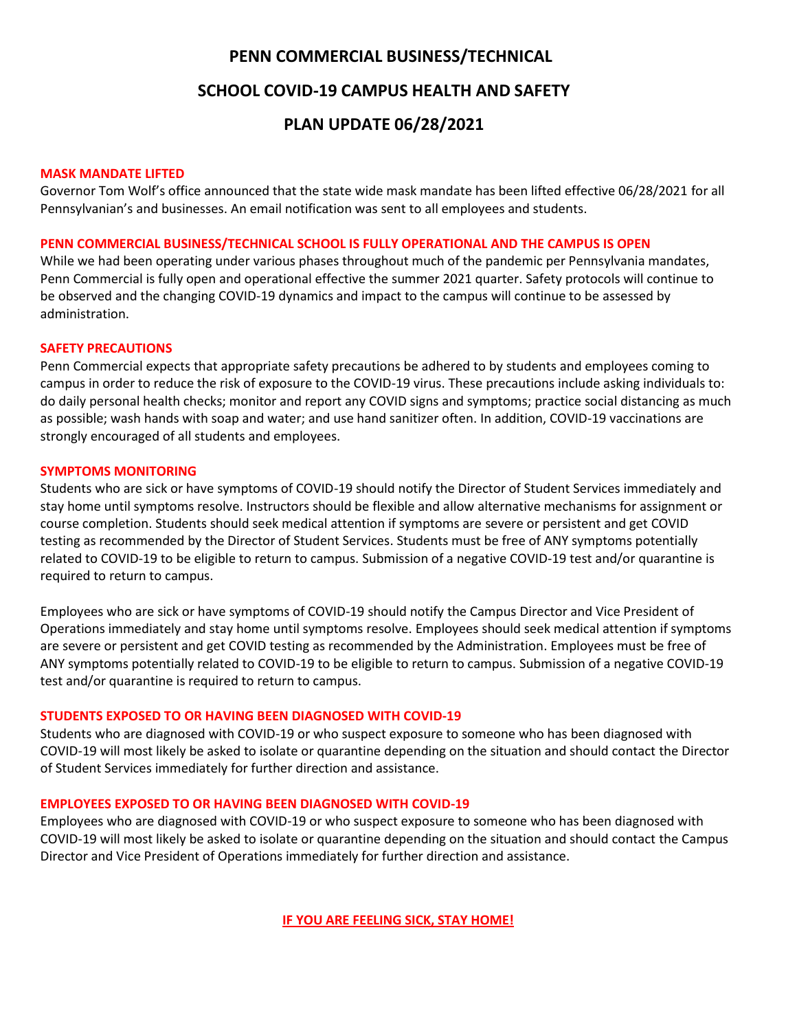# PENN COMMERCIAL BUSINESS/TECHNICAL

# SCHOOL COVID-19 CAMPUS HEALTH AND SAFETY

# PLAN UPDATE 06/28/2021

**MASK MANDATE LIFTED**

Governor Tom Wolf's office announced that the state wide mask mandate has been lifted effective 06/28/2021 for all Pennsylvanian's and businesses. An email notification was sent to all employees and students.

**PENN COMMERCIAL BUSINESS/TECHNICAL SCHOOL IS FULLY OPERATIONAL AND THE CAMPUS IS OPEN**

While we had been operating under various phases throughout much of the pandemic per Pennsylvania mandates, Penn Commercial is fully open and operational effective the summer 2021 quarter. Safety protocols will continue to be observed and the changing COVID-19 dynamics and impact to the campus will continue to be assessed by administration.

**SAFETY PRECAUTIONS**

Penn Commercial expects that appropriate safety precautions be adhered to by students and employees coming to campus in order to reduce the risk of exposure to the COVID-19 virus. These precautions include asking individuals to: do daily personal health checks; monitor and report any COVID signs and symptoms; practice social distancing as much as possible; wash hands with soap and water; and use hand sanitizer often. In addition, COVID-19 vaccinations are strongly encouraged of all students and employees.

**SYMPTOMS MONITORING**

Students who are sick or have symptoms of COVID-19 should notify the Director of Student Services immediately and stay home until symptoms resolve. Instructors should be flexible and allow alternative mechanisms for assignment or course completion. Students should seek medical attention if symptoms are severe or persistent and get COVID testing as recommended by the Director of Student Services. Students must be free of ANY symptoms potentially related to COVID-19 to be eligible to return to campus. Submission of a negative COVID-19 test and/or quarantine is required to return to campus.

Employees who are sick or have symptoms of COVID-19 should notify the Campus Director and Vice President of Operations immediately and stay home until symptoms resolve. Employees should seek medical attention if symptoms are severe or persistent and get COVID testing as recommended by the Administration. Employees must be free of ANY symptoms potentially related to COVID-19 to be eligible to return to campus. Submission of a negative COVID-19 test and/or quarantine is required to return to campus.

**STUDENTS EXPOSED TO OR HAVING BEEN DIAGNOSED WITH COVID-19**

Students who are diagnosed with COVID-19 or who suspect exposure to someone who has been diagnosed with COVID-19 will most likely be asked to isolate or quarantine depending on the situation and should contact the Director of Student Services immediately for further direction and assistance.

**EMPLOYEES EXPOSED TO OR HAVING BEEN DIAGNOSED WITH COVID-19**

Employees who are diagnosed with COVID-19 or who suspect exposure to someone who has been diagnosed with COVID-19 will most likely be asked to isolate or quarantine depending on the situation and should contact the Campus Director and Vice President of Operations immediately for further direction and assistance.

**IF YOU ARE FEELING SICK, STAY HOME!**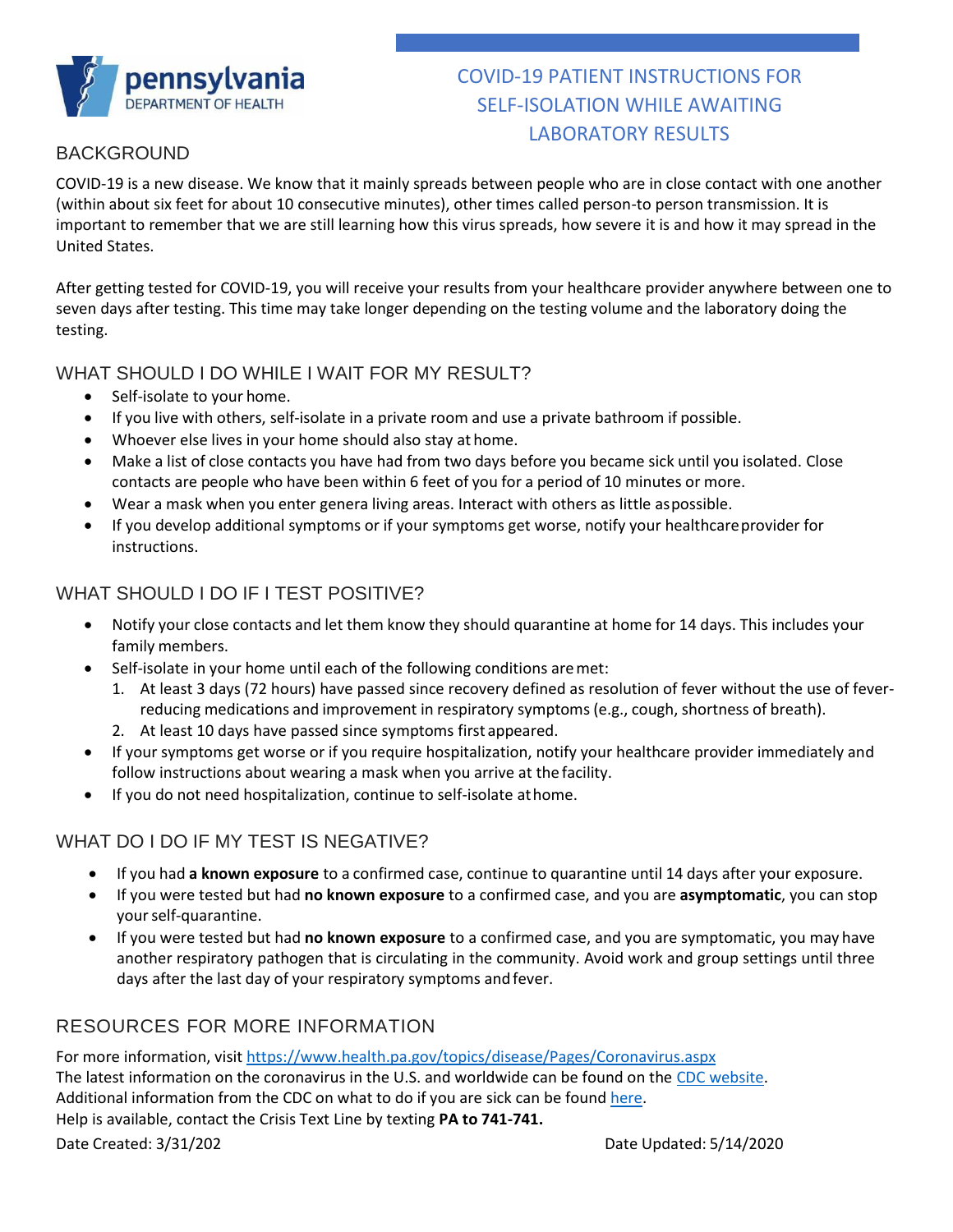pennsylvania
DEPARTMENT OF HEALTH

# COVID-19 PATIENT INSTRUCTIONS FOR SELF-ISOLATION WHILE AWAITING LABORATORY RESULTS

## BACKGROUND

COVID-19 is a new disease. We know that it mainly spreads between people who are in close contact with one another (within about six feet for about 10 consecutive minutes), other times called person-to person transmission. It is important to remember that we are still learning how this virus spreads, how severe it is and how it may spread in the United States.

After getting tested for COVID-19, you will receive your results from your healthcare provider anywhere between one to seven days after testing. This time may take longer depending on the testing volume and the laboratory doing the testing.

## WHAT SHOULD I DO WHILE I WAIT FOR MY RESULT?

- Self-isolate to your home.
- If you live with others, self-isolate in a private room and use a private bathroom if possible.
- Whoever else lives in your home should also stay at home.
- Make a list of close contacts you have had from two days before you became sick until you isolated. Close contacts are people who have been within 6 feet of you for a period of 10 minutes or more.
- Wear a mask when you enter genera living areas. Interact with others as little as possible.
- If you develop additional symptoms or if your symptoms get worse, notify your healthcare provider for instructions.

## WHAT SHOULD I DO IF I TEST POSITIVE?

- Notify your close contacts and let them know they should quarantine at home for 14 days. This includes your family members.
- Self-isolate in your home until each of the following conditions are met:
  1. At least 3 days (72 hours) have passed since recovery defined as resolution of fever without the use of fever-reducing medications and improvement in respiratory symptoms (e.g., cough, shortness of breath).
  2. At least 10 days have passed since symptoms first appeared.
- If your symptoms get worse or if you require hospitalization, notify your healthcare provider immediately and follow instructions about wearing a mask when you arrive at the facility.
- If you do not need hospitalization, continue to self-isolate at home.

## WHAT DO I DO IF MY TEST IS NEGATIVE?

- If you had **a known exposure** to a confirmed case, continue to quarantine until 14 days after your exposure.
- If you were tested but had **no known exposure** to a confirmed case, and you are **asymptomatic**, you can stop your self-quarantine.
- If you were tested but had **no known exposure** to a confirmed case, and you are symptomatic, you may have another respiratory pathogen that is circulating in the community. Avoid work and group settings until three days after the last day of your respiratory symptoms and fever.

## RESOURCES FOR MORE INFORMATION

For more information, visit https://www.health.pa.gov/topics/disease/Pages/Coronavirus.aspx
The latest information on the coronavirus in the U.S. and worldwide can be found on the CDC website.
Additional information from the CDC on what to do if you are sick can be found here.
Help is available, contact the Crisis Text Line by texting **PA to 741-741.**

Date Created: 3/31/202 Date Updated: 5/14/2020